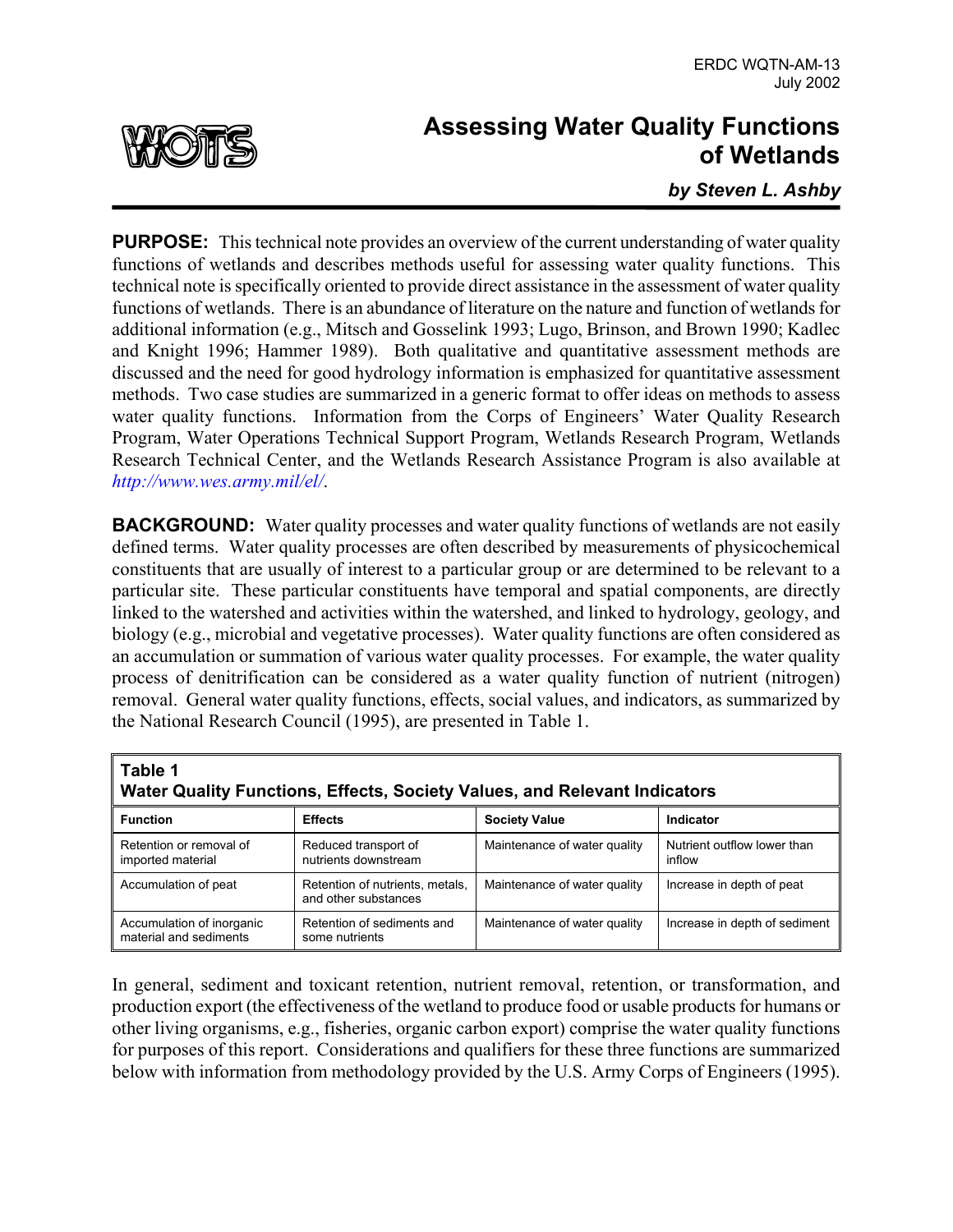ERDC WQTN-AM-13
July 2002

# Assessing Water Quality Functions of Wetlands

***by Steven L. Ashby***

**PURPOSE:** This technical note provides an overview of the current understanding of water quality functions of wetlands and describes methods useful for assessing water quality functions. This technical note is specifically oriented to provide direct assistance in the assessment of water quality functions of wetlands. There is an abundance of literature on the nature and function of wetlands for additional information (e.g., Mitsch and Gosselink 1993; Lugo, Brinson, and Brown 1990; Kadlec and Knight 1996; Hammer 1989). Both qualitative and quantitative assessment methods are discussed and the need for good hydrology information is emphasized for quantitative assessment methods. Two case studies are summarized in a generic format to offer ideas on methods to assess water quality functions. Information from the Corps of Engineers' Water Quality Research Program, Water Operations Technical Support Program, Wetlands Research Program, Wetlands Research Technical Center, and the Wetlands Research Assistance Program is also available at *http://www.wes.army.mil/el/*.

**BACKGROUND:** Water quality processes and water quality functions of wetlands are not easily defined terms. Water quality processes are often described by measurements of physicochemical constituents that are usually of interest to a particular group or are determined to be relevant to a particular site. These particular constituents have temporal and spatial components, are directly linked to the watershed and activities within the watershed, and linked to hydrology, geology, and biology (e.g., microbial and vegetative processes). Water quality functions are often considered as an accumulation or summation of various water quality processes. For example, the water quality process of denitrification can be considered as a water quality function of nutrient (nitrogen) removal. General water quality functions, effects, social values, and indicators, as summarized by the National Research Council (1995), are presented in Table 1.

**Table 1**
**Water Quality Functions, Effects, Society Values, and Relevant Indicators**

| Function | Effects | Society Value | Indicator |
|---|---|---|---|
| Retention or removal of imported material | Reduced transport of nutrients downstream | Maintenance of water quality | Nutrient outflow lower than inflow |
| Accumulation of peat | Retention of nutrients, metals, and other substances | Maintenance of water quality | Increase in depth of peat |
| Accumulation of inorganic material and sediments | Retention of sediments and some nutrients | Maintenance of water quality | Increase in depth of sediment |

In general, sediment and toxicant retention, nutrient removal, retention, or transformation, and production export (the effectiveness of the wetland to produce food or usable products for humans or other living organisms, e.g., fisheries, organic carbon export) comprise the water quality functions for purposes of this report. Considerations and qualifiers for these three functions are summarized below with information from methodology provided by the U.S. Army Corps of Engineers (1995).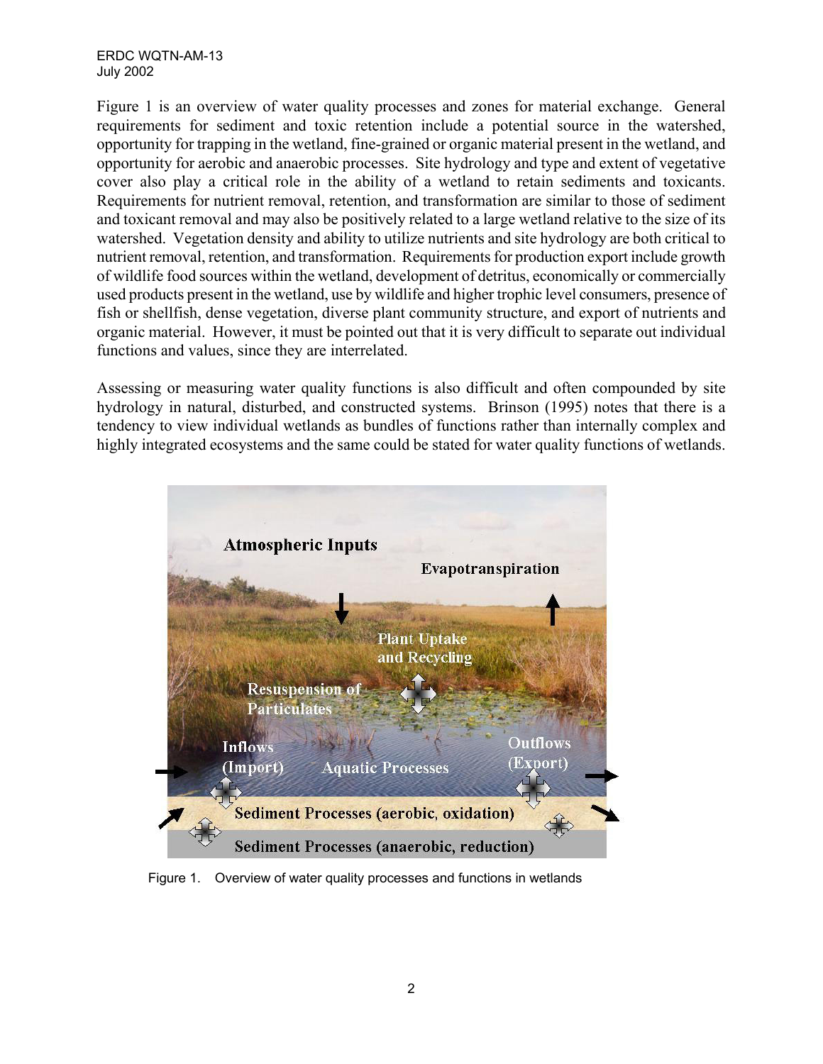Figure 1 is an overview of water quality processes and zones for material exchange. General requirements for sediment and toxic retention include a potential source in the watershed, opportunity for trapping in the wetland, fine-grained or organic material present in the wetland, and opportunity for aerobic and anaerobic processes. Site hydrology and type and extent of vegetative cover also play a critical role in the ability of a wetland to retain sediments and toxicants. Requirements for nutrient removal, retention, and transformation are similar to those of sediment and toxicant removal and may also be positively related to a large wetland relative to the size of its watershed. Vegetation density and ability to utilize nutrients and site hydrology are both critical to nutrient removal, retention, and transformation. Requirements for production export include growth of wildlife food sources within the wetland, development of detritus, economically or commercially used products present in the wetland, use by wildlife and higher trophic level consumers, presence of fish or shellfish, dense vegetation, diverse plant community structure, and export of nutrients and organic material. However, it must be pointed out that it is very difficult to separate out individual functions and values, since they are interrelated.

Assessing or measuring water quality functions is also difficult and often compounded by site hydrology in natural, disturbed, and constructed systems. Brinson (1995) notes that there is a tendency to view individual wetlands as bundles of functions rather than internally complex and highly integrated ecosystems and the same could be stated for water quality functions of wetlands.

Figure 1. Overview of water quality processes and functions in wetlands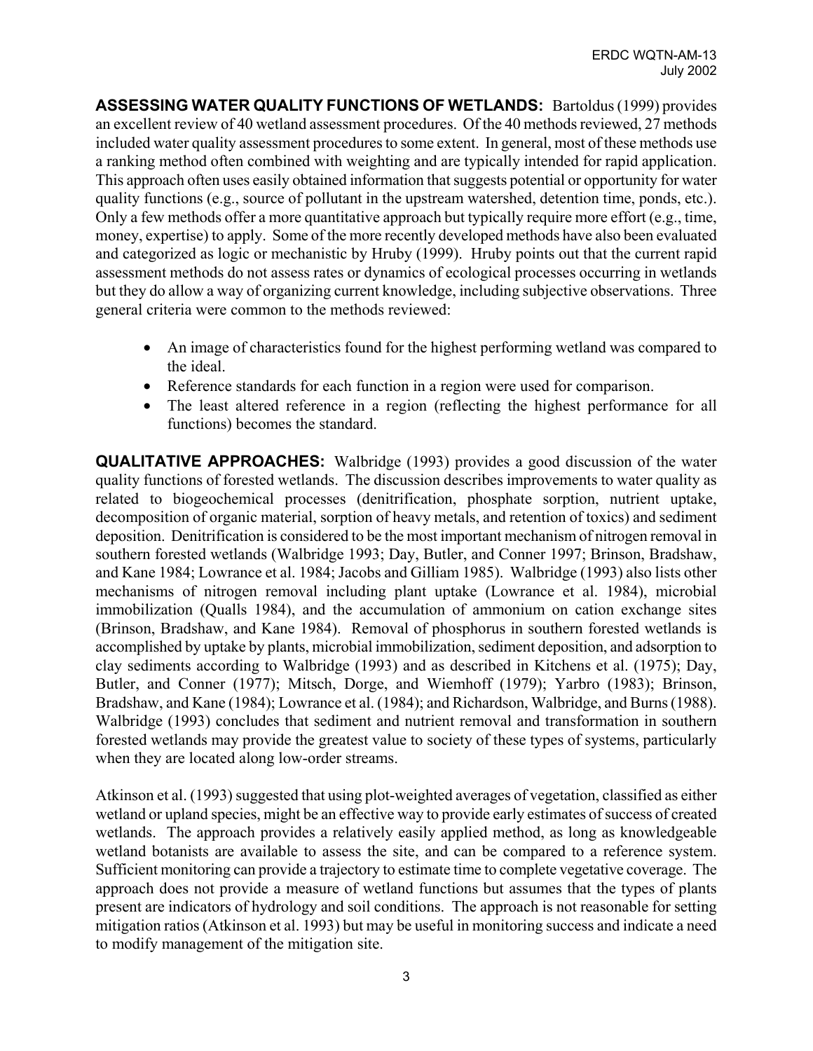**ASSESSING WATER QUALITY FUNCTIONS OF WETLANDS:** Bartoldus (1999) provides an excellent review of 40 wetland assessment procedures. Of the 40 methods reviewed, 27 methods included water quality assessment procedures to some extent. In general, most of these methods use a ranking method often combined with weighting and are typically intended for rapid application. This approach often uses easily obtained information that suggests potential or opportunity for water quality functions (e.g., source of pollutant in the upstream watershed, detention time, ponds, etc.). Only a few methods offer a more quantitative approach but typically require more effort (e.g., time, money, expertise) to apply. Some of the more recently developed methods have also been evaluated and categorized as logic or mechanistic by Hruby (1999). Hruby points out that the current rapid assessment methods do not assess rates or dynamics of ecological processes occurring in wetlands but they do allow a way of organizing current knowledge, including subjective observations. Three general criteria were common to the methods reviewed:

- An image of characteristics found for the highest performing wetland was compared to the ideal.
- Reference standards for each function in a region were used for comparison.
- The least altered reference in a region (reflecting the highest performance for all functions) becomes the standard.

**QUALITATIVE APPROACHES:** Walbridge (1993) provides a good discussion of the water quality functions of forested wetlands. The discussion describes improvements to water quality as related to biogeochemical processes (denitrification, phosphate sorption, nutrient uptake, decomposition of organic material, sorption of heavy metals, and retention of toxics) and sediment deposition. Denitrification is considered to be the most important mechanism of nitrogen removal in southern forested wetlands (Walbridge 1993; Day, Butler, and Conner 1997; Brinson, Bradshaw, and Kane 1984; Lowrance et al. 1984; Jacobs and Gilliam 1985). Walbridge (1993) also lists other mechanisms of nitrogen removal including plant uptake (Lowrance et al. 1984), microbial immobilization (Qualls 1984), and the accumulation of ammonium on cation exchange sites (Brinson, Bradshaw, and Kane 1984). Removal of phosphorus in southern forested wetlands is accomplished by uptake by plants, microbial immobilization, sediment deposition, and adsorption to clay sediments according to Walbridge (1993) and as described in Kitchens et al. (1975); Day, Butler, and Conner (1977); Mitsch, Dorge, and Wiemhoff (1979); Yarbro (1983); Brinson, Bradshaw, and Kane (1984); Lowrance et al. (1984); and Richardson, Walbridge, and Burns (1988). Walbridge (1993) concludes that sediment and nutrient removal and transformation in southern forested wetlands may provide the greatest value to society of these types of systems, particularly when they are located along low-order streams.

Atkinson et al. (1993) suggested that using plot-weighted averages of vegetation, classified as either wetland or upland species, might be an effective way to provide early estimates of success of created wetlands. The approach provides a relatively easily applied method, as long as knowledgeable wetland botanists are available to assess the site, and can be compared to a reference system. Sufficient monitoring can provide a trajectory to estimate time to complete vegetative coverage. The approach does not provide a measure of wetland functions but assumes that the types of plants present are indicators of hydrology and soil conditions. The approach is not reasonable for setting mitigation ratios (Atkinson et al. 1993) but may be useful in monitoring success and indicate a need to modify management of the mitigation site.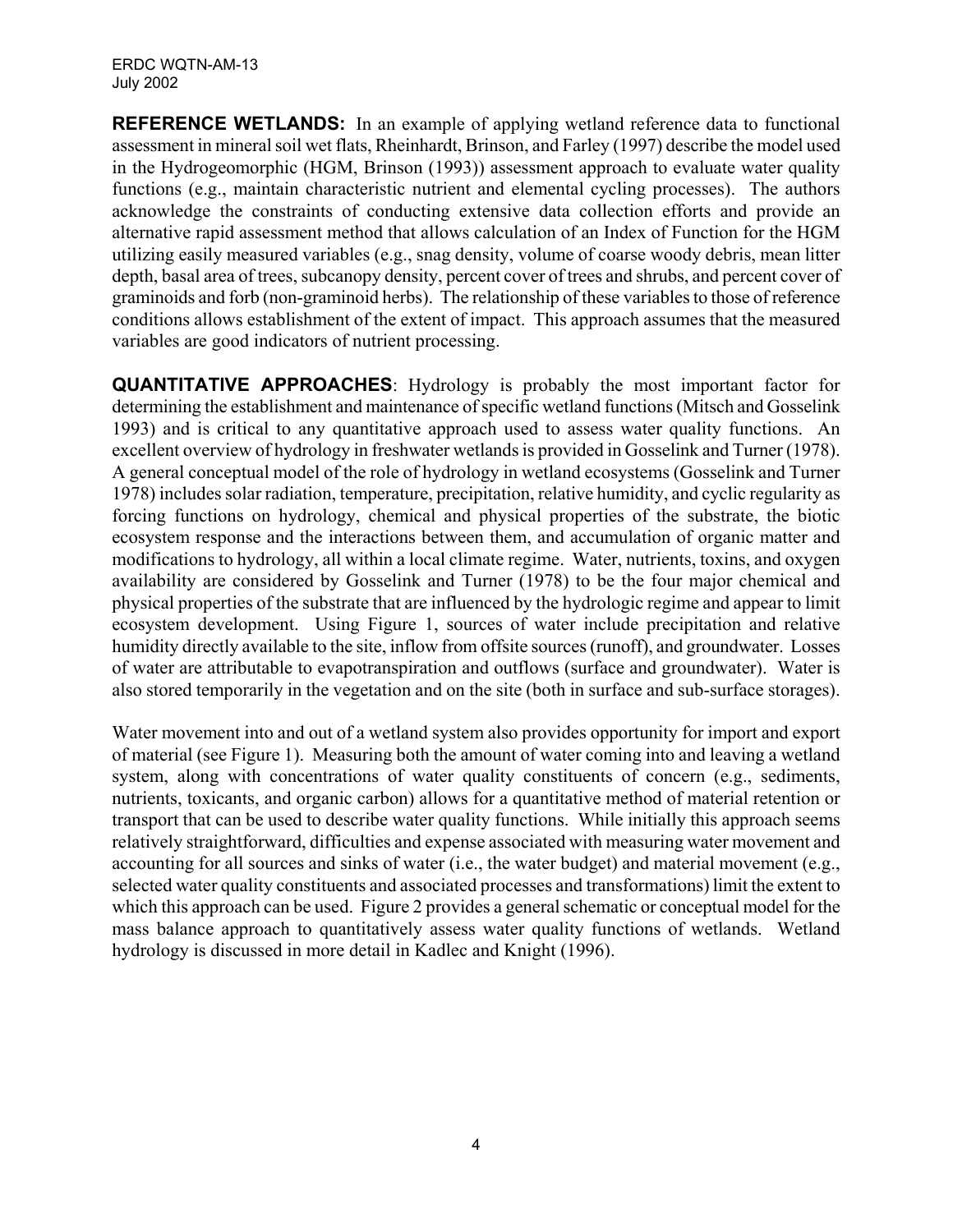**REFERENCE WETLANDS:** In an example of applying wetland reference data to functional assessment in mineral soil wet flats, Rheinhardt, Brinson, and Farley (1997) describe the model used in the Hydrogeomorphic (HGM, Brinson (1993)) assessment approach to evaluate water quality functions (e.g., maintain characteristic nutrient and elemental cycling processes). The authors acknowledge the constraints of conducting extensive data collection efforts and provide an alternative rapid assessment method that allows calculation of an Index of Function for the HGM utilizing easily measured variables (e.g., snag density, volume of coarse woody debris, mean litter depth, basal area of trees, subcanopy density, percent cover of trees and shrubs, and percent cover of graminoids and forb (non-graminoid herbs). The relationship of these variables to those of reference conditions allows establishment of the extent of impact. This approach assumes that the measured variables are good indicators of nutrient processing.

**QUANTITATIVE APPROACHES**: Hydrology is probably the most important factor for determining the establishment and maintenance of specific wetland functions (Mitsch and Gosselink 1993) and is critical to any quantitative approach used to assess water quality functions. An excellent overview of hydrology in freshwater wetlands is provided in Gosselink and Turner (1978). A general conceptual model of the role of hydrology in wetland ecosystems (Gosselink and Turner 1978) includes solar radiation, temperature, precipitation, relative humidity, and cyclic regularity as forcing functions on hydrology, chemical and physical properties of the substrate, the biotic ecosystem response and the interactions between them, and accumulation of organic matter and modifications to hydrology, all within a local climate regime. Water, nutrients, toxins, and oxygen availability are considered by Gosselink and Turner (1978) to be the four major chemical and physical properties of the substrate that are influenced by the hydrologic regime and appear to limit ecosystem development. Using Figure 1, sources of water include precipitation and relative humidity directly available to the site, inflow from offsite sources (runoff), and groundwater. Losses of water are attributable to evapotranspiration and outflows (surface and groundwater). Water is also stored temporarily in the vegetation and on the site (both in surface and sub-surface storages).

Water movement into and out of a wetland system also provides opportunity for import and export of material (see Figure 1). Measuring both the amount of water coming into and leaving a wetland system, along with concentrations of water quality constituents of concern (e.g., sediments, nutrients, toxicants, and organic carbon) allows for a quantitative method of material retention or transport that can be used to describe water quality functions. While initially this approach seems relatively straightforward, difficulties and expense associated with measuring water movement and accounting for all sources and sinks of water (i.e., the water budget) and material movement (e.g., selected water quality constituents and associated processes and transformations) limit the extent to which this approach can be used. Figure 2 provides a general schematic or conceptual model for the mass balance approach to quantitatively assess water quality functions of wetlands. Wetland hydrology is discussed in more detail in Kadlec and Knight (1996).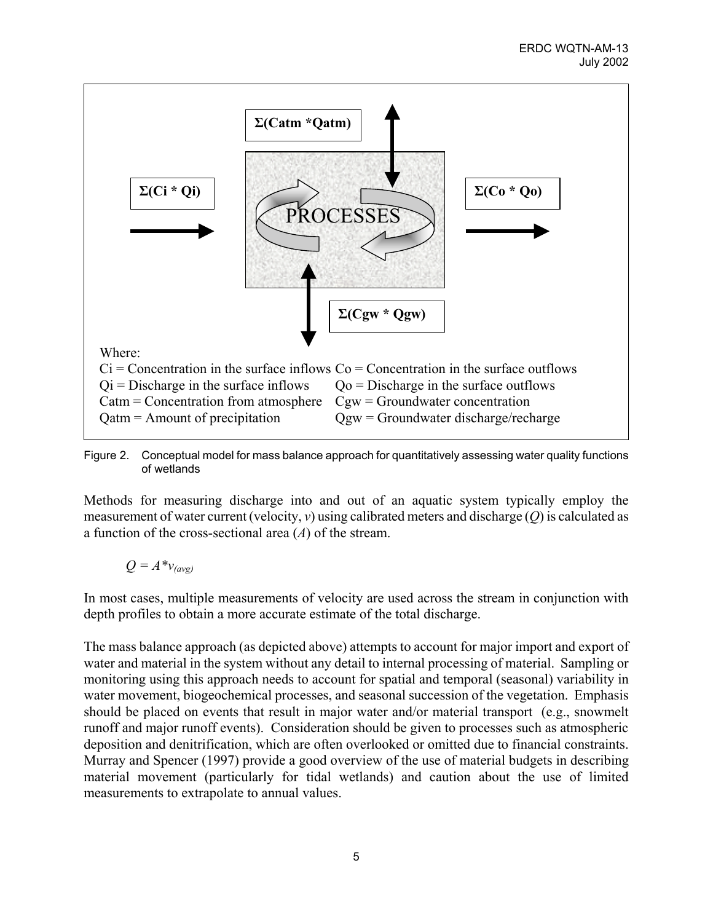Σ(Catm *Qatm)

Σ(Ci * Qi)

PROCESSES

Σ(Co * Qo)

Σ(Cgw * Qgw)

Where:

Ci = Concentration in the surface inflows

Qi = Discharge in the surface inflows

Catm = Concentration from atmosphere

Qatm = Amount of precipitation

Co = Concentration in the surface outflows

Qo = Discharge in the surface outflows

Cgw = Groundwater concentration

Qgw = Groundwater discharge/recharge

Figure 2. Conceptual model for mass balance approach for quantitatively assessing water quality functions of wetlands

Methods for measuring discharge into and out of an aquatic system typically employ the measurement of water current (velocity, $v$) using calibrated meters and discharge ($Q$) is calculated as a function of the cross-sectional area ($A$) of the stream.

$$Q = A * v_{(avg)}$$

In most cases, multiple measurements of velocity are used across the stream in conjunction with depth profiles to obtain a more accurate estimate of the total discharge.

The mass balance approach (as depicted above) attempts to account for major import and export of water and material in the system without any detail to internal processing of material. Sampling or monitoring using this approach needs to account for spatial and temporal (seasonal) variability in water movement, biogeochemical processes, and seasonal succession of the vegetation. Emphasis should be placed on events that result in major water and/or material transport (e.g., snowmelt runoff and major runoff events). Consideration should be given to processes such as atmospheric deposition and denitrification, which are often overlooked or omitted due to financial constraints. Murray and Spencer (1997) provide a good overview of the use of material budgets in describing material movement (particularly for tidal wetlands) and caution about the use of limited measurements to extrapolate to annual values.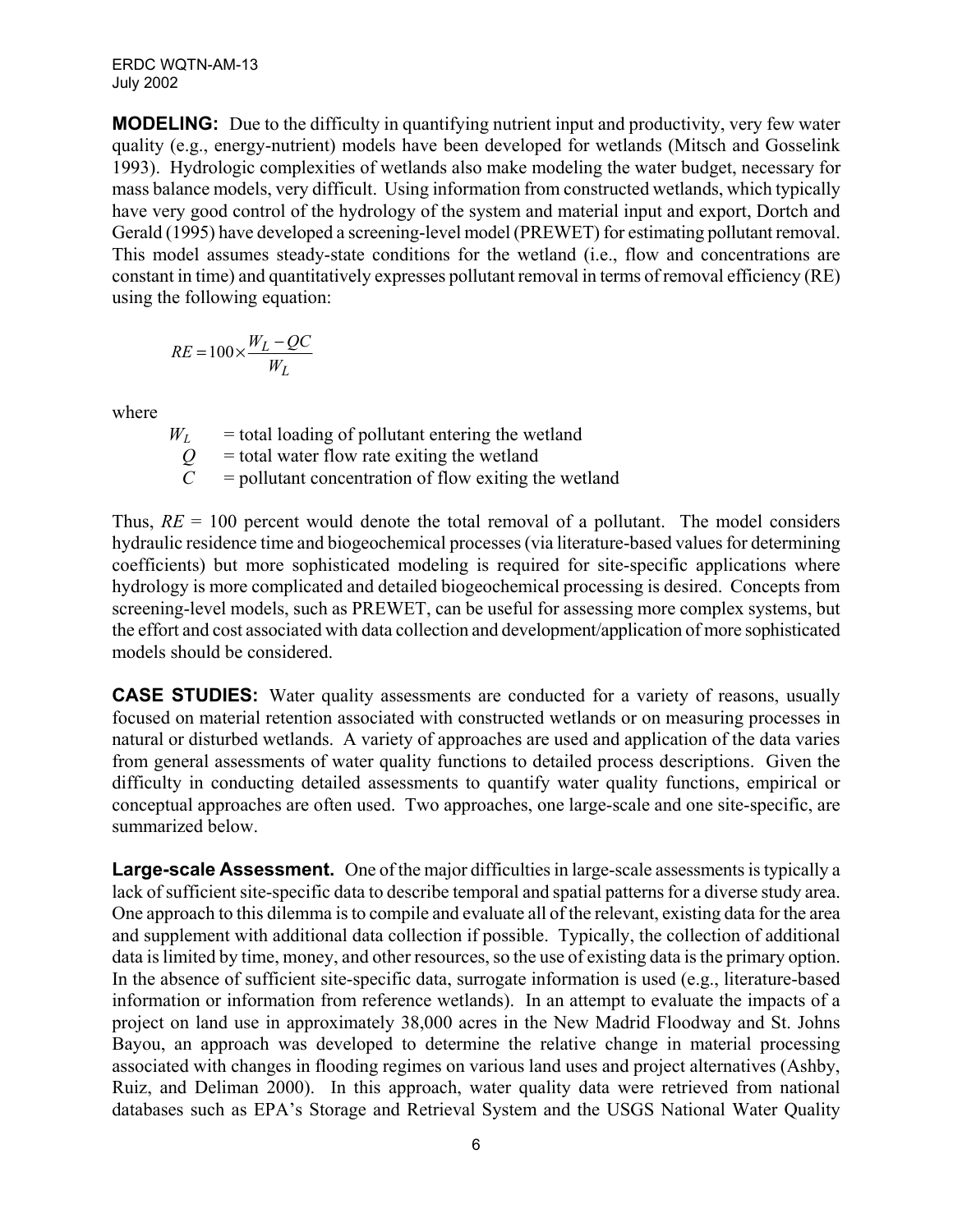**MODELING:** Due to the difficulty in quantifying nutrient input and productivity, very few water quality (e.g., energy-nutrient) models have been developed for wetlands (Mitsch and Gosselink 1993). Hydrologic complexities of wetlands also make modeling the water budget, necessary for mass balance models, very difficult. Using information from constructed wetlands, which typically have very good control of the hydrology of the system and material input and export, Dortch and Gerald (1995) have developed a screening-level model (PREWET) for estimating pollutant removal. This model assumes steady-state conditions for the wetland (i.e., flow and concentrations are constant in time) and quantitatively expresses pollutant removal in terms of removal efficiency (RE) using the following equation:

$$RE = 100 \times \frac{W_L - QC}{W_L}$$

where

$W_L$ = total loading of pollutant entering the wetland
$Q$ = total water flow rate exiting the wetland
$C$ = pollutant concentration of flow exiting the wetland

Thus, $RE$ = 100 percent would denote the total removal of a pollutant. The model considers hydraulic residence time and biogeochemical processes (via literature-based values for determining coefficients) but more sophisticated modeling is required for site-specific applications where hydrology is more complicated and detailed biogeochemical processing is desired. Concepts from screening-level models, such as PREWET, can be useful for assessing more complex systems, but the effort and cost associated with data collection and development/application of more sophisticated models should be considered.

**CASE STUDIES:** Water quality assessments are conducted for a variety of reasons, usually focused on material retention associated with constructed wetlands or on measuring processes in natural or disturbed wetlands. A variety of approaches are used and application of the data varies from general assessments of water quality functions to detailed process descriptions. Given the difficulty in conducting detailed assessments to quantify water quality functions, empirical or conceptual approaches are often used. Two approaches, one large-scale and one site-specific, are summarized below.

**Large-scale Assessment.** One of the major difficulties in large-scale assessments is typically a lack of sufficient site-specific data to describe temporal and spatial patterns for a diverse study area. One approach to this dilemma is to compile and evaluate all of the relevant, existing data for the area and supplement with additional data collection if possible. Typically, the collection of additional data is limited by time, money, and other resources, so the use of existing data is the primary option. In the absence of sufficient site-specific data, surrogate information is used (e.g., literature-based information or information from reference wetlands). In an attempt to evaluate the impacts of a project on land use in approximately 38,000 acres in the New Madrid Floodway and St. Johns Bayou, an approach was developed to determine the relative change in material processing associated with changes in flooding regimes on various land uses and project alternatives (Ashby, Ruiz, and Deliman 2000). In this approach, water quality data were retrieved from national databases such as EPA's Storage and Retrieval System and the USGS National Water Quality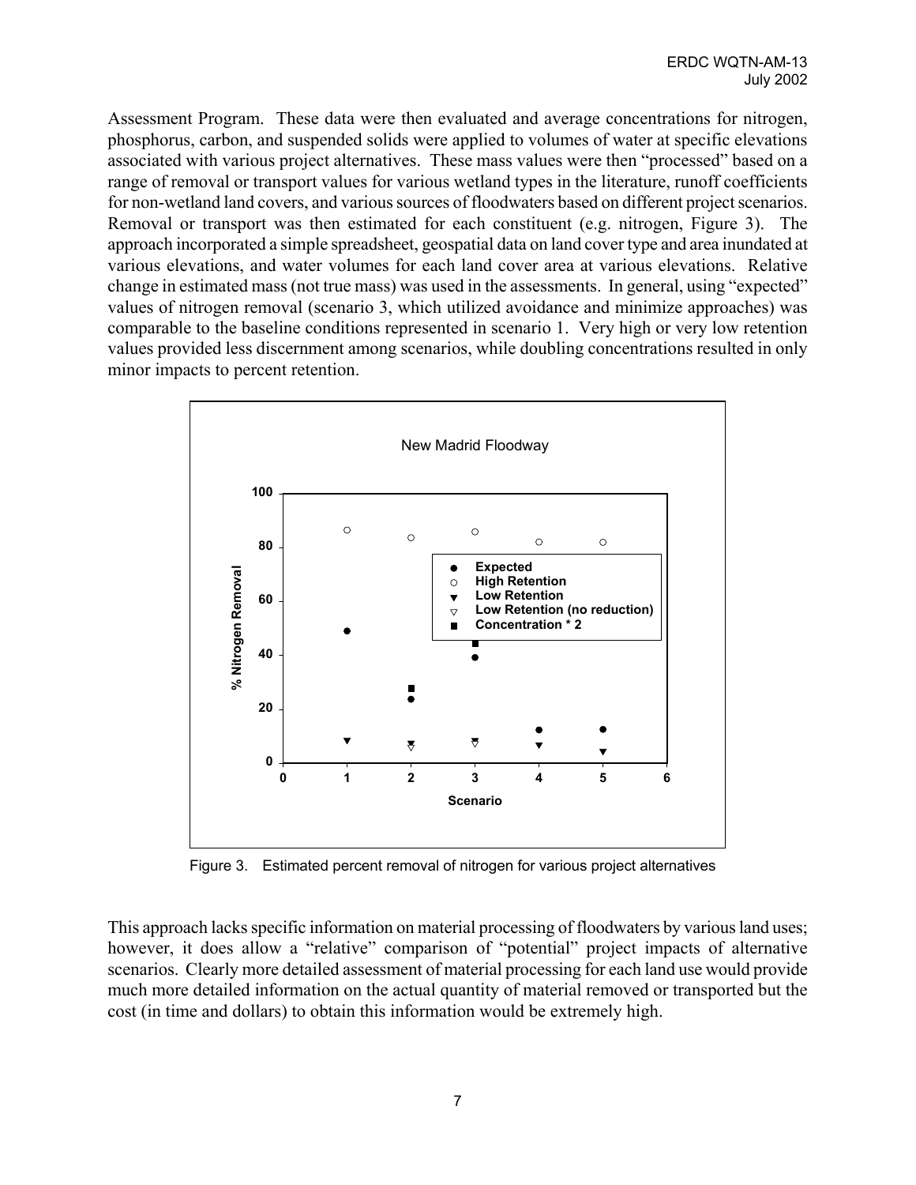Assessment Program. These data were then evaluated and average concentrations for nitrogen, phosphorus, carbon, and suspended solids were applied to volumes of water at specific elevations associated with various project alternatives. These mass values were then "processed" based on a range of removal or transport values for various wetland types in the literature, runoff coefficients for non-wetland land covers, and various sources of floodwaters based on different project scenarios. Removal or transport was then estimated for each constituent (e.g. nitrogen, Figure 3). The approach incorporated a simple spreadsheet, geospatial data on land cover type and area inundated at various elevations, and water volumes for each land cover area at various elevations. Relative change in estimated mass (not true mass) was used in the assessments. In general, using "expected" values of nitrogen removal (scenario 3, which utilized avoidance and minimize approaches) was comparable to the baseline conditions represented in scenario 1. Very high or very low retention values provided less discernment among scenarios, while doubling concentrations resulted in only minor impacts to percent retention.

Figure 3. Estimated percent removal of nitrogen for various project alternatives

This approach lacks specific information on material processing of floodwaters by various land uses; however, it does allow a "relative" comparison of "potential" project impacts of alternative scenarios. Clearly more detailed assessment of material processing for each land use would provide much more detailed information on the actual quantity of material removed or transported but the cost (in time and dollars) to obtain this information would be extremely high.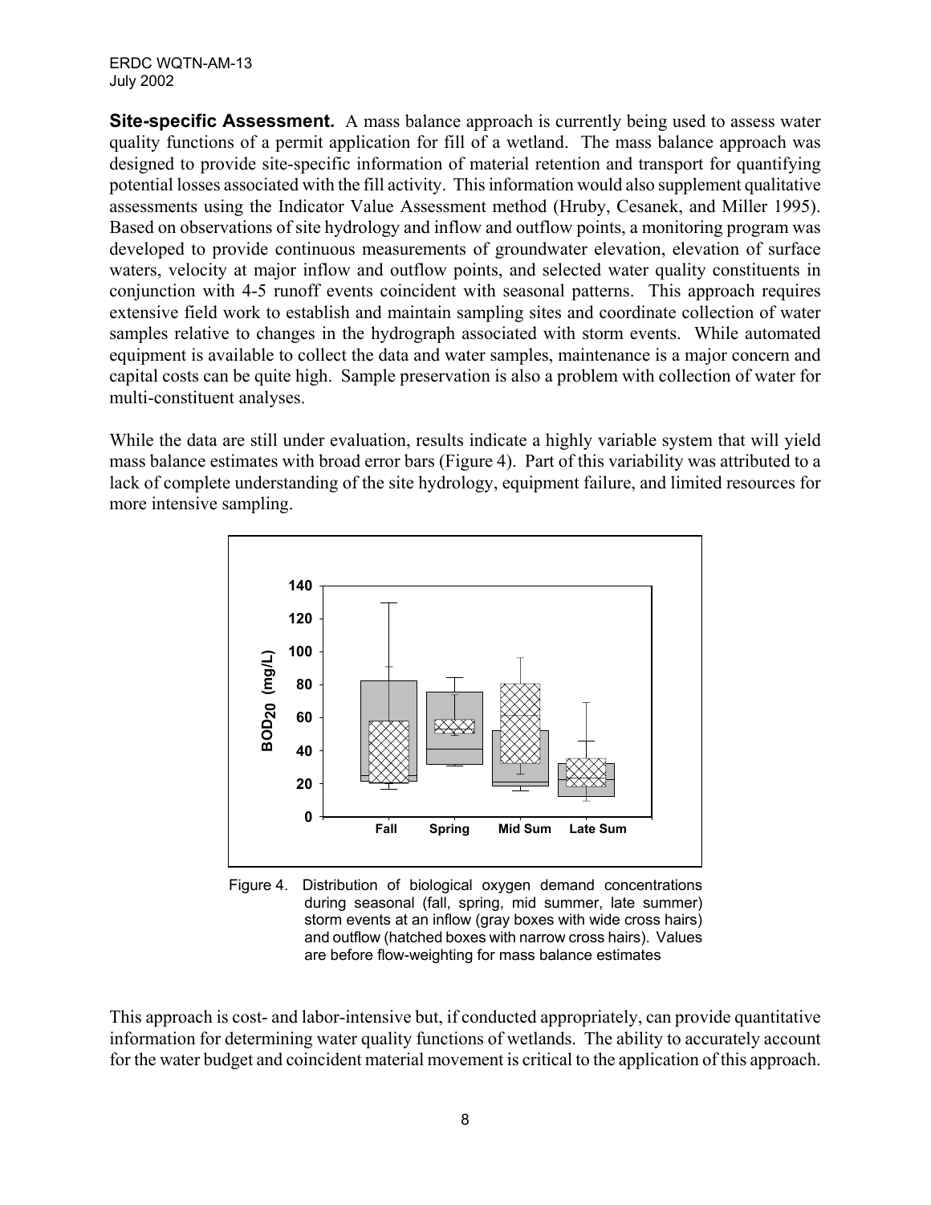**Site-specific Assessment.** A mass balance approach is currently being used to assess water quality functions of a permit application for fill of a wetland. The mass balance approach was designed to provide site-specific information of material retention and transport for quantifying potential losses associated with the fill activity. This information would also supplement qualitative assessments using the Indicator Value Assessment method (Hruby, Cesanek, and Miller 1995). Based on observations of site hydrology and inflow and outflow points, a monitoring program was developed to provide continuous measurements of groundwater elevation, elevation of surface waters, velocity at major inflow and outflow points, and selected water quality constituents in conjunction with 4-5 runoff events coincident with seasonal patterns. This approach requires extensive field work to establish and maintain sampling sites and coordinate collection of water samples relative to changes in the hydrograph associated with storm events. While automated equipment is available to collect the data and water samples, maintenance is a major concern and capital costs can be quite high. Sample preservation is also a problem with collection of water for multi-constituent analyses.

While the data are still under evaluation, results indicate a highly variable system that will yield mass balance estimates with broad error bars (Figure 4). Part of this variability was attributed to a lack of complete understanding of the site hydrology, equipment failure, and limited resources for more intensive sampling.

Figure 4. Distribution of biological oxygen demand concentrations during seasonal (fall, spring, mid summer, late summer) storm events at an inflow (gray boxes with wide cross hairs) and outflow (hatched boxes with narrow cross hairs). Values are before flow-weighting for mass balance estimates

This approach is cost- and labor-intensive but, if conducted appropriately, can provide quantitative information for determining water quality functions of wetlands. The ability to accurately account for the water budget and coincident material movement is critical to the application of this approach.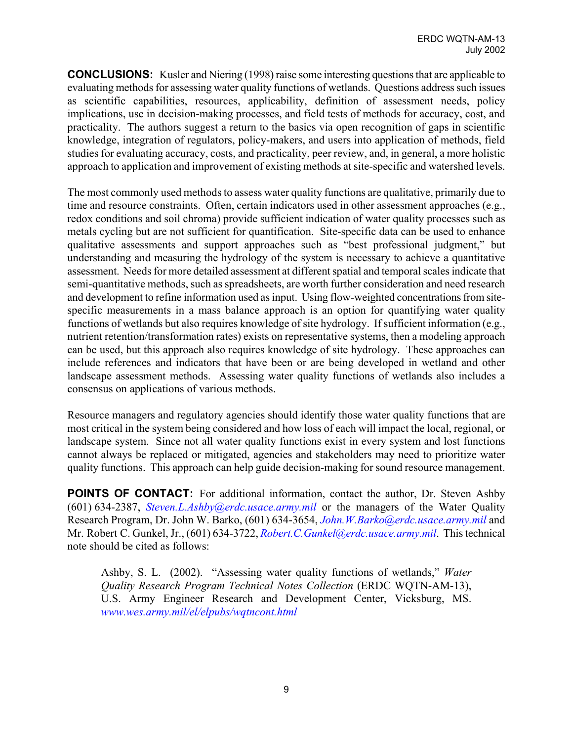**CONCLUSIONS:** Kusler and Niering (1998) raise some interesting questions that are applicable to evaluating methods for assessing water quality functions of wetlands. Questions address such issues as scientific capabilities, resources, applicability, definition of assessment needs, policy implications, use in decision-making processes, and field tests of methods for accuracy, cost, and practicality. The authors suggest a return to the basics via open recognition of gaps in scientific knowledge, integration of regulators, policy-makers, and users into application of methods, field studies for evaluating accuracy, costs, and practicality, peer review, and, in general, a more holistic approach to application and improvement of existing methods at site-specific and watershed levels.

The most commonly used methods to assess water quality functions are qualitative, primarily due to time and resource constraints. Often, certain indicators used in other assessment approaches (e.g., redox conditions and soil chroma) provide sufficient indication of water quality processes such as metals cycling but are not sufficient for quantification. Site-specific data can be used to enhance qualitative assessments and support approaches such as "best professional judgment," but understanding and measuring the hydrology of the system is necessary to achieve a quantitative assessment. Needs for more detailed assessment at different spatial and temporal scales indicate that semi-quantitative methods, such as spreadsheets, are worth further consideration and need research and development to refine information used as input. Using flow-weighted concentrations from site-specific measurements in a mass balance approach is an option for quantifying water quality functions of wetlands but also requires knowledge of site hydrology. If sufficient information (e.g., nutrient retention/transformation rates) exists on representative systems, then a modeling approach can be used, but this approach also requires knowledge of site hydrology. These approaches can include references and indicators that have been or are being developed in wetland and other landscape assessment methods. Assessing water quality functions of wetlands also includes a consensus on applications of various methods.

Resource managers and regulatory agencies should identify those water quality functions that are most critical in the system being considered and how loss of each will impact the local, regional, or landscape system. Since not all water quality functions exist in every system and lost functions cannot always be replaced or mitigated, agencies and stakeholders may need to prioritize water quality functions. This approach can help guide decision-making for sound resource management.

**POINTS OF CONTACT:** For additional information, contact the author, Dr. Steven Ashby (601) 634-2387, *Steven.L.Ashby@erdc.usace.army.mil* or the managers of the Water Quality Research Program, Dr. John W. Barko, (601) 634-3654, *John.W.Barko@erdc.usace.army.mil* and Mr. Robert C. Gunkel, Jr., (601) 634-3722, *Robert.C.Gunkel@erdc.usace.army.mil*. This technical note should be cited as follows:

> Ashby, S. L. (2002). "Assessing water quality functions of wetlands," *Water Quality Research Program Technical Notes Collection* (ERDC WQTN-AM-13), U.S. Army Engineer Research and Development Center, Vicksburg, MS. *www.wes.army.mil/el/elpubs/wqtncont.html*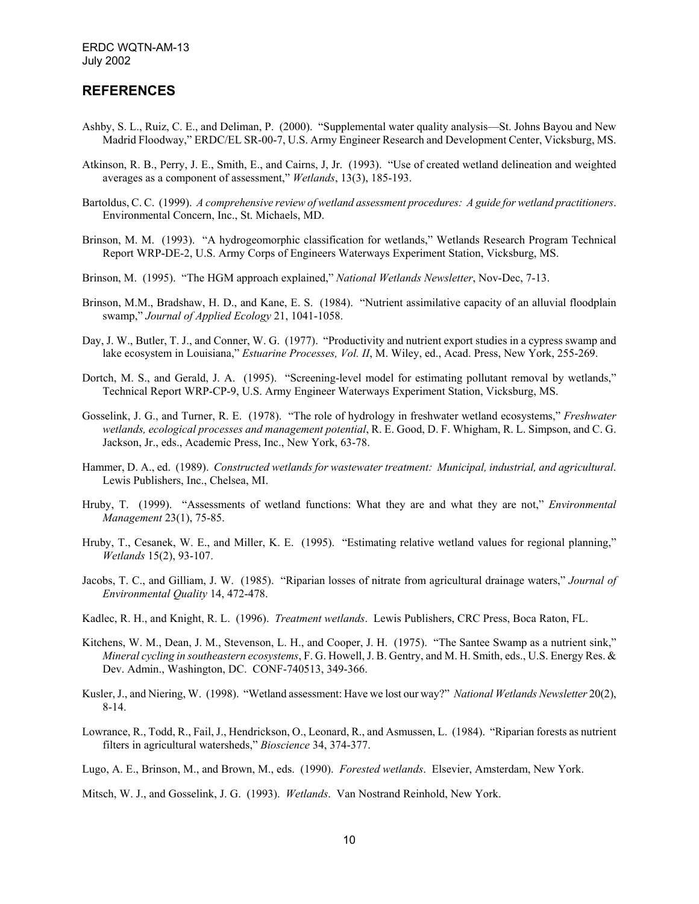## REFERENCES

Ashby, S. L., Ruiz, C. E., and Deliman, P. (2000). "Supplemental water quality analysis—St. Johns Bayou and New Madrid Floodway," ERDC/EL SR-00-7, U.S. Army Engineer Research and Development Center, Vicksburg, MS.

Atkinson, R. B., Perry, J. E., Smith, E., and Cairns, J, Jr. (1993). "Use of created wetland delineation and weighted averages as a component of assessment," *Wetlands*, 13(3), 185-193.

Bartoldus, C. C. (1999). *A comprehensive review of wetland assessment procedures: A guide for wetland practitioners*. Environmental Concern, Inc., St. Michaels, MD.

Brinson, M. M. (1993). "A hydrogeomorphic classification for wetlands," Wetlands Research Program Technical Report WRP-DE-2, U.S. Army Corps of Engineers Waterways Experiment Station, Vicksburg, MS.

Brinson, M. (1995). "The HGM approach explained," *National Wetlands Newsletter*, Nov-Dec, 7-13.

Brinson, M.M., Bradshaw, H. D., and Kane, E. S. (1984). "Nutrient assimilative capacity of an alluvial floodplain swamp," *Journal of Applied Ecology* 21, 1041-1058.

Day, J. W., Butler, T. J., and Conner, W. G. (1977). "Productivity and nutrient export studies in a cypress swamp and lake ecosystem in Louisiana," *Estuarine Processes, Vol. II*, M. Wiley, ed., Acad. Press, New York, 255-269.

Dortch, M. S., and Gerald, J. A. (1995). "Screening-level model for estimating pollutant removal by wetlands," Technical Report WRP-CP-9, U.S. Army Engineer Waterways Experiment Station, Vicksburg, MS.

Gosselink, J. G., and Turner, R. E. (1978). "The role of hydrology in freshwater wetland ecosystems," *Freshwater wetlands, ecological processes and management potential*, R. E. Good, D. F. Whigham, R. L. Simpson, and C. G. Jackson, Jr., eds., Academic Press, Inc., New York, 63-78.

Hammer, D. A., ed. (1989). *Constructed wetlands for wastewater treatment: Municipal, industrial, and agricultural*. Lewis Publishers, Inc., Chelsea, MI.

Hruby, T. (1999). "Assessments of wetland functions: What they are and what they are not," *Environmental Management* 23(1), 75-85.

Hruby, T., Cesanek, W. E., and Miller, K. E. (1995). "Estimating relative wetland values for regional planning," *Wetlands* 15(2), 93-107.

Jacobs, T. C., and Gilliam, J. W. (1985). "Riparian losses of nitrate from agricultural drainage waters," *Journal of Environmental Quality* 14, 472-478.

Kadlec, R. H., and Knight, R. L. (1996). *Treatment wetlands*. Lewis Publishers, CRC Press, Boca Raton, FL.

Kitchens, W. M., Dean, J. M., Stevenson, L. H., and Cooper, J. H. (1975). "The Santee Swamp as a nutrient sink," *Mineral cycling in southeastern ecosystems*, F. G. Howell, J. B. Gentry, and M. H. Smith, eds., U.S. Energy Res. & Dev. Admin., Washington, DC. CONF-740513, 349-366.

Kusler, J., and Niering, W. (1998). "Wetland assessment: Have we lost our way?" *National Wetlands Newsletter* 20(2), 8-14.

Lowrance, R., Todd, R., Fail, J., Hendrickson, O., Leonard, R., and Asmussen, L. (1984). "Riparian forests as nutrient filters in agricultural watersheds," *Bioscience* 34, 374-377.

Lugo, A. E., Brinson, M., and Brown, M., eds. (1990). *Forested wetlands*. Elsevier, Amsterdam, New York.

Mitsch, W. J., and Gosselink, J. G. (1993). *Wetlands*. Van Nostrand Reinhold, New York.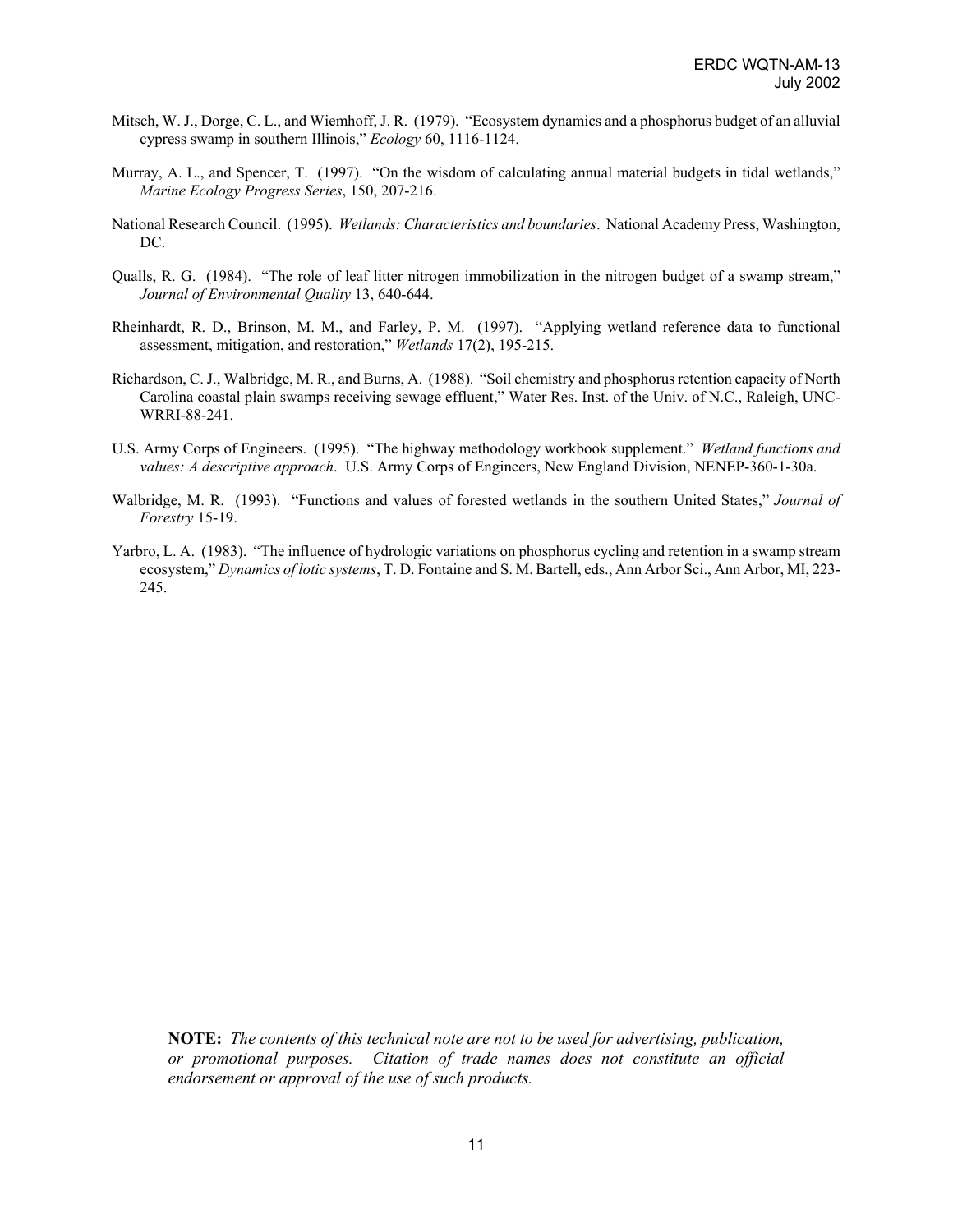Mitsch, W. J., Dorge, C. L., and Wiemhoff, J. R. (1979). "Ecosystem dynamics and a phosphorus budget of an alluvial cypress swamp in southern Illinois," *Ecology* 60, 1116-1124.

Murray, A. L., and Spencer, T. (1997). "On the wisdom of calculating annual material budgets in tidal wetlands," *Marine Ecology Progress Series*, 150, 207-216.

National Research Council. (1995). *Wetlands: Characteristics and boundaries*. National Academy Press, Washington, DC.

Qualls, R. G. (1984). "The role of leaf litter nitrogen immobilization in the nitrogen budget of a swamp stream," *Journal of Environmental Quality* 13, 640-644.

Rheinhardt, R. D., Brinson, M. M., and Farley, P. M. (1997). "Applying wetland reference data to functional assessment, mitigation, and restoration," *Wetlands* 17(2), 195-215.

Richardson, C. J., Walbridge, M. R., and Burns, A. (1988). "Soil chemistry and phosphorus retention capacity of North Carolina coastal plain swamps receiving sewage effluent," Water Res. Inst. of the Univ. of N.C., Raleigh, UNC-WRRI-88-241.

U.S. Army Corps of Engineers. (1995). "The highway methodology workbook supplement." *Wetland functions and values: A descriptive approach*. U.S. Army Corps of Engineers, New England Division, NENEP-360-1-30a.

Walbridge, M. R. (1993). "Functions and values of forested wetlands in the southern United States," *Journal of Forestry* 15-19.

Yarbro, L. A. (1983). "The influence of hydrologic variations on phosphorus cycling and retention in a swamp stream ecosystem," *Dynamics of lotic systems*, T. D. Fontaine and S. M. Bartell, eds., Ann Arbor Sci., Ann Arbor, MI, 223-245.

**NOTE:** *The contents of this technical note are not to be used for advertising, publication, or promotional purposes. Citation of trade names does not constitute an official endorsement or approval of the use of such products.*